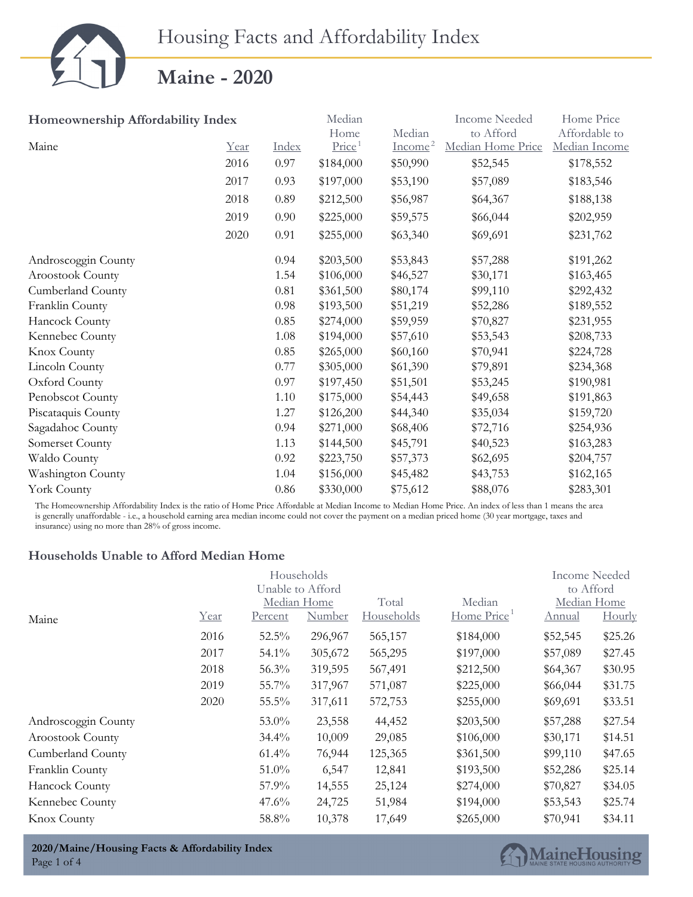# Housing Facts and Affordability Index

## Maine - 2020

### Homeownership Affordability Index

| Maine | Year | Index | Median Home Price[1] | Median Income[2] | Income Needed to Afford Median Home Price | Home Price Affordable to Median Income |
|---|---|---|---|---|---|---|
| | 2016 | 0.97 | $184,000 | $50,990 | $52,545 | $178,552 |
| | 2017 | 0.93 | $197,000 | $53,190 | $57,089 | $183,546 |
| | 2018 | 0.89 | $212,500 | $56,987 | $64,367 | $188,138 |
| | 2019 | 0.90 | $225,000 | $59,575 | $66,044 | $202,959 |
| | 2020 | 0.91 | $255,000 | $63,340 | $69,691 | $231,762 |
| Androscoggin County | | 0.94 | $203,500 | $53,843 | $57,288 | $191,262 |
| Aroostook County | | 1.54 | $106,000 | $46,527 | $30,171 | $163,465 |
| Cumberland County | | 0.81 | $361,500 | $80,174 | $99,110 | $292,432 |
| Franklin County | | 0.98 | $193,500 | $51,219 | $52,286 | $189,552 |
| Hancock County | | 0.85 | $274,000 | $59,959 | $70,827 | $231,955 |
| Kennebec County | | 1.08 | $194,000 | $57,610 | $53,543 | $208,733 |
| Knox County | | 0.85 | $265,000 | $60,160 | $70,941 | $224,728 |
| Lincoln County | | 0.77 | $305,000 | $61,390 | $79,891 | $234,368 |
| Oxford County | | 0.97 | $197,450 | $51,501 | $53,245 | $190,981 |
| Penobscot County | | 1.10 | $175,000 | $54,443 | $49,658 | $191,863 |
| Piscataquis County | | 1.27 | $126,200 | $44,340 | $35,034 | $159,720 |
| Sagadahoc County | | 0.94 | $271,000 | $68,406 | $72,716 | $254,936 |
| Somerset County | | 1.13 | $144,500 | $45,791 | $40,523 | $163,283 |
| Waldo County | | 0.92 | $223,750 | $57,373 | $62,695 | $204,757 |
| Washington County | | 1.04 | $156,000 | $45,482 | $43,753 | $162,165 |
| York County | | 0.86 | $330,000 | $75,612 | $88,076 | $283,301 |

The Homeownership Affordability Index is the ratio of Home Price Affordable at Median Income to Median Home Price. An index of less than 1 means the area is generally unaffordable - i.e., a household earning area median income could not cover the payment on a median priced home (30 year mortgage, taxes and insurance) using no more than 28% of gross income.

### Households Unable to Afford Median Home

| Maine | Year | Households Unable to Afford Median Home: Percent | Households Unable to Afford Median Home: Number | Total Households | Median Home Price[1] | Income Needed to Afford Median Home: Annual | Income Needed to Afford Median Home: Hourly |
|---|---|---|---|---|---|---|---|
| | 2016 | 52.5% | 296,967 | 565,157 | $184,000 | $52,545 | $25.26 |
| | 2017 | 54.1% | 305,672 | 565,295 | $197,000 | $57,089 | $27.45 |
| | 2018 | 56.3% | 319,595 | 567,491 | $212,500 | $64,367 | $30.95 |
| | 2019 | 55.7% | 317,967 | 571,087 | $225,000 | $66,044 | $31.75 |
| | 2020 | 55.5% | 317,611 | 572,753 | $255,000 | $69,691 | $33.51 |
| Androscoggin County | | 53.0% | 23,558 | 44,452 | $203,500 | $57,288 | $27.54 |
| Aroostook County | | 34.4% | 10,009 | 29,085 | $106,000 | $30,171 | $14.51 |
| Cumberland County | | 61.4% | 76,944 | 125,365 | $361,500 | $99,110 | $47.65 |
| Franklin County | | 51.0% | 6,547 | 12,841 | $193,500 | $52,286 | $25.14 |
| Hancock County | | 57.9% | 14,555 | 25,124 | $274,000 | $70,827 | $34.05 |
| Kennebec County | | 47.6% | 24,725 | 51,984 | $194,000 | $53,543 | $25.74 |
| Knox County | | 58.8% | 10,378 | 17,649 | $265,000 | $70,941 | $34.11 |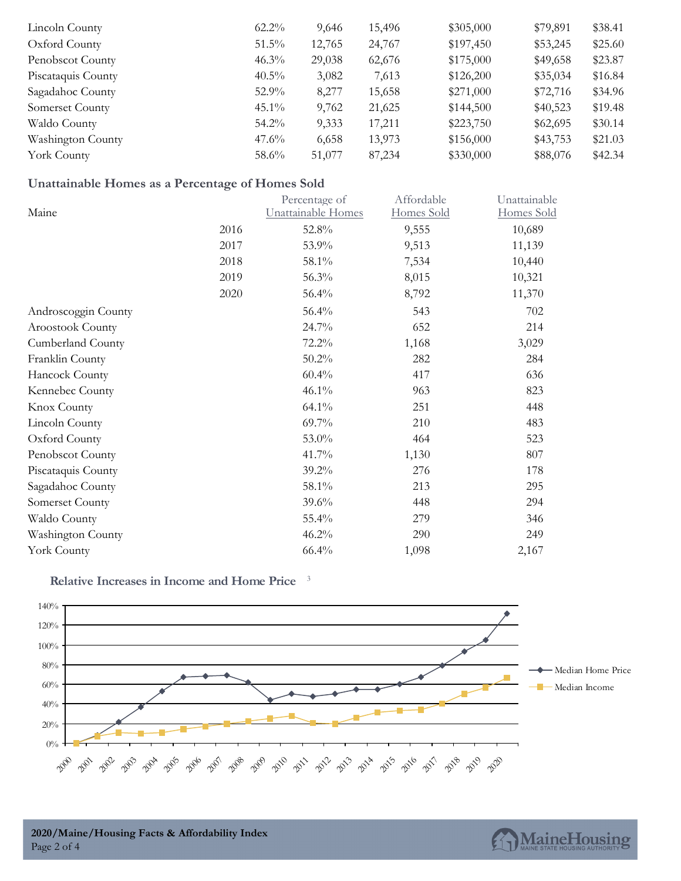| | | | | | | |
|---|---|---|---|---|---|---|
| Lincoln County | 62.2% | 9,646 | 15,496 | $305,000 | $79,891 | $38.41 |
| Oxford County | 51.5% | 12,765 | 24,767 | $197,450 | $53,245 | $25.60 |
| Penobscot County | 46.3% | 29,038 | 62,676 | $175,000 | $49,658 | $23.87 |
| Piscataquis County | 40.5% | 3,082 | 7,613 | $126,200 | $35,034 | $16.84 |
| Sagadahoc County | 52.9% | 8,277 | 15,658 | $271,000 | $72,716 | $34.96 |
| Somerset County | 45.1% | 9,762 | 21,625 | $144,500 | $40,523 | $19.48 |
| Waldo County | 54.2% | 9,333 | 17,211 | $223,750 | $62,695 | $30.14 |
| Washington County | 47.6% | 6,658 | 13,973 | $156,000 | $43,753 | $21.03 |
| York County | 58.6% | 51,077 | 87,234 | $330,000 | $88,076 | $42.34 |

## Unattainable Homes as a Percentage of Homes Sold

| Maine | | Percentage of Unattainable Homes | Affordable Homes Sold | Unattainable Homes Sold |
|---|---|---|---|---|
| | 2016 | 52.8% | 9,555 | 10,689 |
| | 2017 | 53.9% | 9,513 | 11,139 |
| | 2018 | 58.1% | 7,534 | 10,440 |
| | 2019 | 56.3% | 8,015 | 10,321 |
| | 2020 | 56.4% | 8,792 | 11,370 |
| Androscoggin County | | 56.4% | 543 | 702 |
| Aroostook County | | 24.7% | 652 | 214 |
| Cumberland County | | 72.2% | 1,168 | 3,029 |
| Franklin County | | 50.2% | 282 | 284 |
| Hancock County | | 60.4% | 417 | 636 |
| Kennebec County | | 46.1% | 963 | 823 |
| Knox County | | 64.1% | 251 | 448 |
| Lincoln County | | 69.7% | 210 | 483 |
| Oxford County | | 53.0% | 464 | 523 |
| Penobscot County | | 41.7% | 1,130 | 807 |
| Piscataquis County | | 39.2% | 276 | 178 |
| Sagadahoc County | | 58.1% | 213 | 295 |
| Somerset County | | 39.6% | 448 | 294 |
| Waldo County | | 55.4% | 279 | 346 |
| Washington County | | 46.2% | 290 | 249 |
| York County | | 66.4% | 1,098 | 2,167 |

## Relative Increases in Income and Home Price [3]

Legend: Median Home Price; Median Income

Y-axis: 0%, 20%, 40%, 60%, 80%, 100%, 120%, 140%

X-axis: 2000, 2001, 2002, 2003, 2004, 2005, 2006, 2007, 2008, 2009, 2010, 2011, 2012, 2013, 2014, 2015, 2016, 2017, 2018, 2019, 2020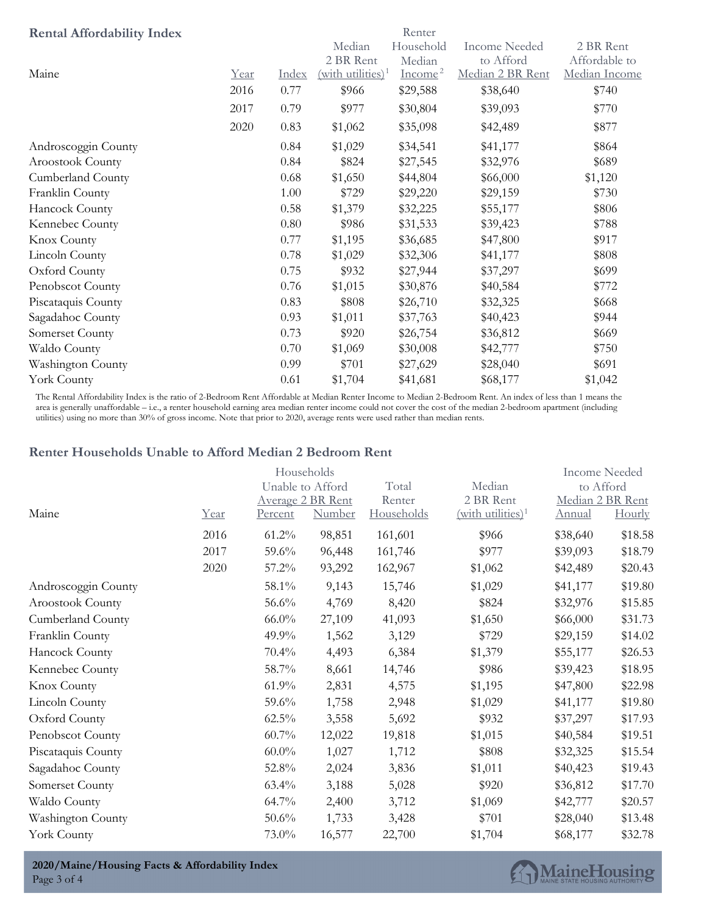## Rental Affordability Index

| Maine | Year | Index | Median 2 BR Rent (with utilities)[1] | Renter Household Median Income[2] | Income Needed to Afford Median 2 BR Rent | 2 BR Rent Affordable to Median Income |
|---|---|---|---|---|---|---|
| | 2016 | 0.77 | $966 | $29,588 | $38,640 | $740 |
| | 2017 | 0.79 | $977 | $30,804 | $39,093 | $770 |
| | 2020 | 0.83 | $1,062 | $35,098 | $42,489 | $877 |
| Androscoggin County | | 0.84 | $1,029 | $34,541 | $41,177 | $864 |
| Aroostook County | | 0.84 | $824 | $27,545 | $32,976 | $689 |
| Cumberland County | | 0.68 | $1,650 | $44,804 | $66,000 | $1,120 |
| Franklin County | | 1.00 | $729 | $29,220 | $29,159 | $730 |
| Hancock County | | 0.58 | $1,379 | $32,225 | $55,177 | $806 |
| Kennebec County | | 0.80 | $986 | $31,533 | $39,423 | $788 |
| Knox County | | 0.77 | $1,195 | $36,685 | $47,800 | $917 |
| Lincoln County | | 0.78 | $1,029 | $32,306 | $41,177 | $808 |
| Oxford County | | 0.75 | $932 | $27,944 | $37,297 | $699 |
| Penobscot County | | 0.76 | $1,015 | $30,876 | $40,584 | $772 |
| Piscataquis County | | 0.83 | $808 | $26,710 | $32,325 | $668 |
| Sagadahoc County | | 0.93 | $1,011 | $37,763 | $40,423 | $944 |
| Somerset County | | 0.73 | $920 | $26,754 | $36,812 | $669 |
| Waldo County | | 0.70 | $1,069 | $30,008 | $42,777 | $750 |
| Washington County | | 0.99 | $701 | $27,629 | $28,040 | $691 |
| York County | | 0.61 | $1,704 | $41,681 | $68,177 | $1,042 |

The Rental Affordability Index is the ratio of 2-Bedroom Rent Affordable at Median Renter Income to Median 2-Bedroom Rent. An index of less than 1 means the area is generally unaffordable – i.e., a renter household earning area median renter income could not cover the cost of the median 2-bedroom apartment (including utilities) using no more than 30% of gross income. Note that prior to 2020, average rents were used rather than median rents.

## Renter Households Unable to Afford Median 2 Bedroom Rent

| Maine | Year | Households Unable to Afford Average 2 BR Rent | | Total Renter Households | Median 2 BR Rent (with utilities)[1] | Income Needed to Afford Median 2 BR Rent | |
|---|---|---|---|---|---|---|---|
| | | Percent | Number | | | Annual | Hourly |
| | 2016 | 61.2% | 98,851 | 161,601 | $966 | $38,640 | $18.58 |
| | 2017 | 59.6% | 96,448 | 161,746 | $977 | $39,093 | $18.79 |
| | 2020 | 57.2% | 93,292 | 162,967 | $1,062 | $42,489 | $20.43 |
| Androscoggin County | | 58.1% | 9,143 | 15,746 | $1,029 | $41,177 | $19.80 |
| Aroostook County | | 56.6% | 4,769 | 8,420 | $824 | $32,976 | $15.85 |
| Cumberland County | | 66.0% | 27,109 | 41,093 | $1,650 | $66,000 | $31.73 |
| Franklin County | | 49.9% | 1,562 | 3,129 | $729 | $29,159 | $14.02 |
| Hancock County | | 70.4% | 4,493 | 6,384 | $1,379 | $55,177 | $26.53 |
| Kennebec County | | 58.7% | 8,661 | 14,746 | $986 | $39,423 | $18.95 |
| Knox County | | 61.9% | 2,831 | 4,575 | $1,195 | $47,800 | $22.98 |
| Lincoln County | | 59.6% | 1,758 | 2,948 | $1,029 | $41,177 | $19.80 |
| Oxford County | | 62.5% | 3,558 | 5,692 | $932 | $37,297 | $17.93 |
| Penobscot County | | 60.7% | 12,022 | 19,818 | $1,015 | $40,584 | $19.51 |
| Piscataquis County | | 60.0% | 1,027 | 1,712 | $808 | $32,325 | $15.54 |
| Sagadahoc County | | 52.8% | 2,024 | 3,836 | $1,011 | $40,423 | $19.43 |
| Somerset County | | 63.4% | 3,188 | 5,028 | $920 | $36,812 | $17.70 |
| Waldo County | | 64.7% | 2,400 | 3,712 | $1,069 | $42,777 | $20.57 |
| Washington County | | 50.6% | 1,733 | 3,428 | $701 | $28,040 | $13.48 |
| York County | | 73.0% | 16,577 | 22,700 | $1,704 | $68,177 | $32.78 |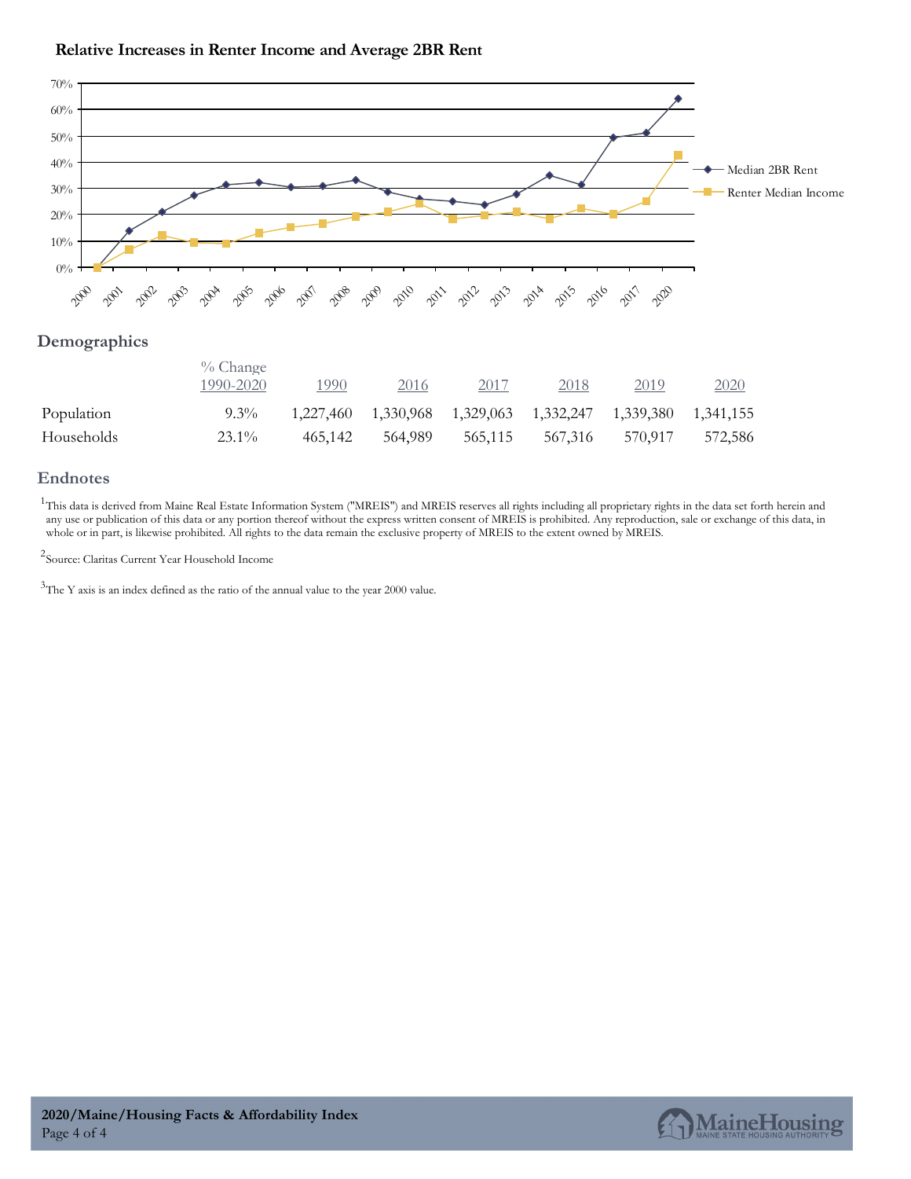### Relative Increases in Renter Income and Average 2BR Rent

## Demographics

| | % Change 1990-2020 | 1990 | 2016 | 2017 | 2018 | 2019 | 2020 |
|---|---|---|---|---|---|---|---|
| Population | 9.3% | 1,227,460 | 1,330,968 | 1,329,063 | 1,332,247 | 1,339,380 | 1,341,155 |
| Households | 23.1% | 465,142 | 564,989 | 565,115 | 567,316 | 570,917 | 572,586 |

## Endnotes

[1] This data is derived from Maine Real Estate Information System ("MREIS") and MREIS reserves all rights including all proprietary rights in the data set forth herein and any use or publication of this data or any portion thereof without the express written consent of MREIS is prohibited. Any reproduction, sale or exchange of this data, in whole or in part, is likewise prohibited. All rights to the data remain the exclusive property of MREIS to the extent owned by MREIS.

[2] Source: Claritas Current Year Household Income

[3] The Y axis is an index defined as the ratio of the annual value to the year 2000 value.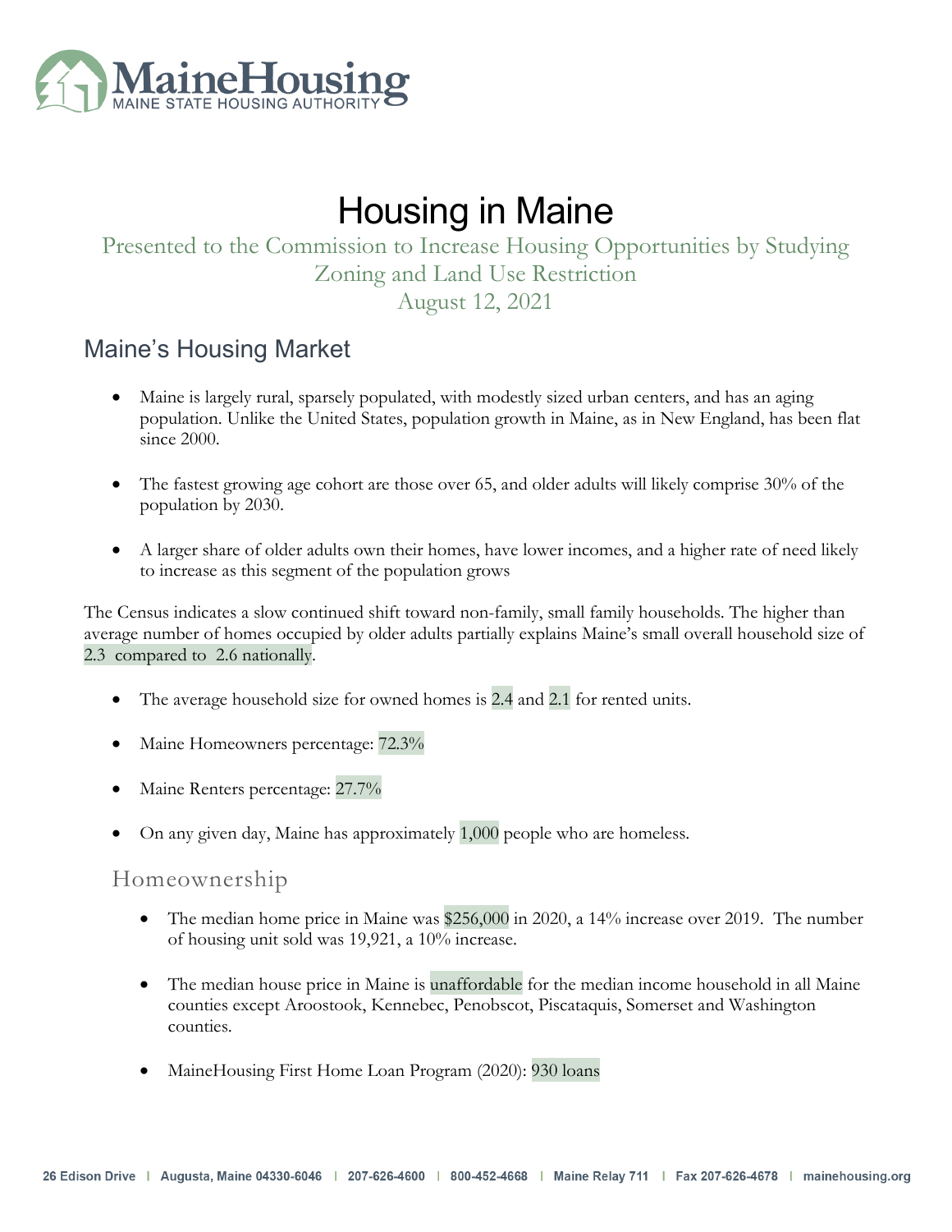# MaineHousing

MAINE STATE HOUSING AUTHORITY

# Housing in Maine

Presented to the Commission to Increase Housing Opportunities by Studying Zoning and Land Use Restriction

August 12, 2021

## Maine's Housing Market

- Maine is largely rural, sparsely populated, with modestly sized urban centers, and has an aging population. Unlike the United States, population growth in Maine, as in New England, has been flat since 2000.
- The fastest growing age cohort are those over 65, and older adults will likely comprise 30% of the population by 2030.
- A larger share of older adults own their homes, have lower incomes, and a higher rate of need likely to increase as this segment of the population grows

The Census indicates a slow continued shift toward non-family, small family households. The higher than average number of homes occupied by older adults partially explains Maine's small overall household size of 2.3 compared to 2.6 nationally.

- The average household size for owned homes is 2.4 and 2.1 for rented units.
- Maine Homeowners percentage: 72.3%
- Maine Renters percentage: 27.7%
- On any given day, Maine has approximately 1,000 people who are homeless.

### Homeownership

- The median home price in Maine was $256,000 in 2020, a 14% increase over 2019. The number of housing unit sold was 19,921, a 10% increase.
- The median house price in Maine is unaffordable for the median income household in all Maine counties except Aroostook, Kennebec, Penobscot, Piscataquis, Somerset and Washington counties.
- MaineHousing First Home Loan Program (2020): 930 loans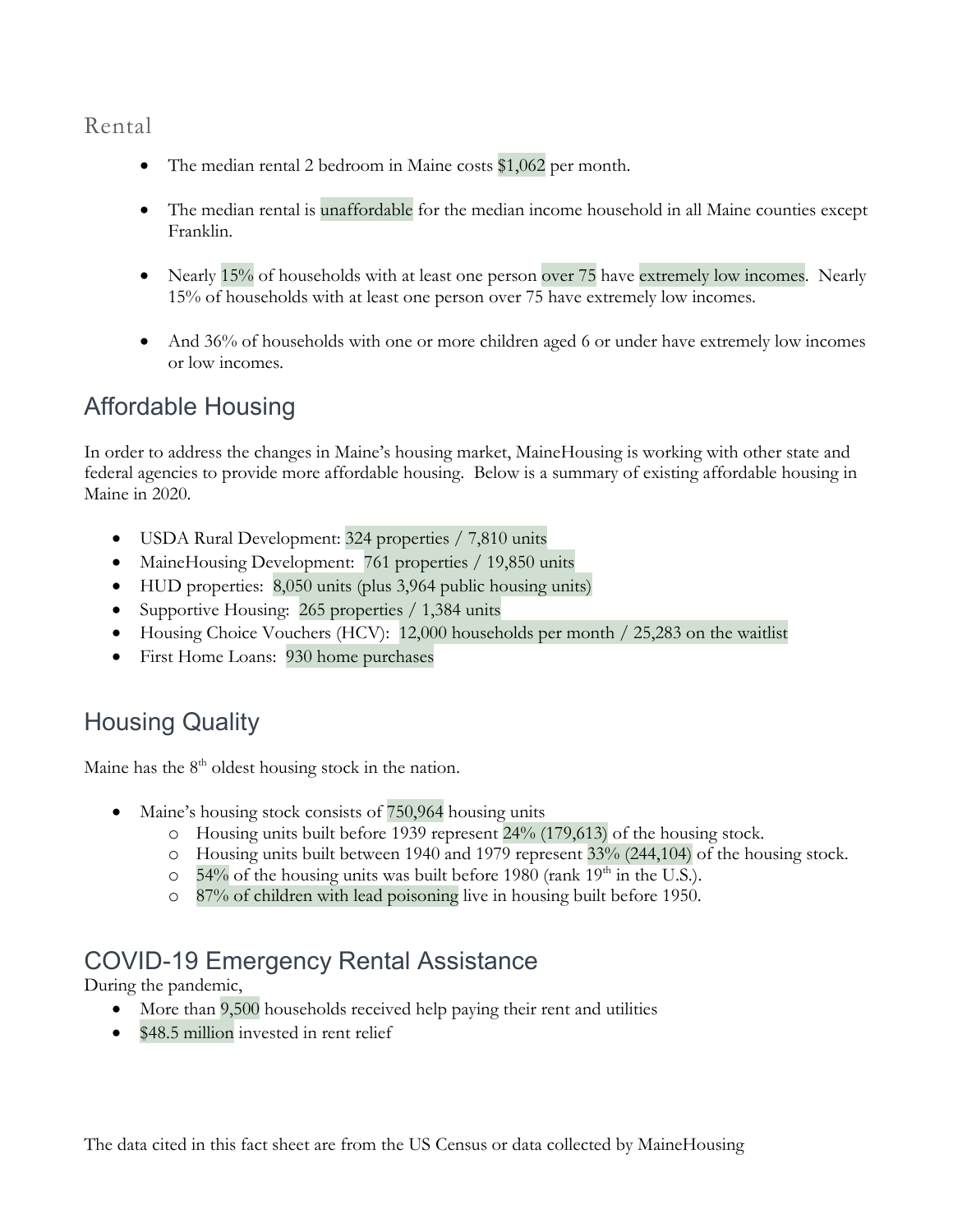## Rental

- The median rental 2 bedroom in Maine costs $1,062 per month.
- The median rental is unaffordable for the median income household in all Maine counties except Franklin.
- Nearly 15% of households with at least one person over 75 have extremely low incomes. Nearly 15% of households with at least one person over 75 have extremely low incomes.
- And 36% of households with one or more children aged 6 or under have extremely low incomes or low incomes.

## Affordable Housing

In order to address the changes in Maine's housing market, MaineHousing is working with other state and federal agencies to provide more affordable housing. Below is a summary of existing affordable housing in Maine in 2020.

- USDA Rural Development: 324 properties / 7,810 units
- MaineHousing Development: 761 properties / 19,850 units
- HUD properties: 8,050 units (plus 3,964 public housing units)
- Supportive Housing: 265 properties / 1,384 units
- Housing Choice Vouchers (HCV): 12,000 households per month / 25,283 on the waitlist
- First Home Loans: 930 home purchases

## Housing Quality

Maine has the 8th oldest housing stock in the nation.

- Maine's housing stock consists of 750,964 housing units
  - Housing units built before 1939 represent 24% (179,613) of the housing stock.
  - Housing units built between 1940 and 1979 represent 33% (244,104) of the housing stock.
  - 54% of the housing units was built before 1980 (rank 19th in the U.S.).
  - 87% of children with lead poisoning live in housing built before 1950.

## COVID-19 Emergency Rental Assistance

During the pandemic,

- More than 9,500 households received help paying their rent and utilities
- $48.5 million invested in rent relief

The data cited in this fact sheet are from the US Census or data collected by MaineHousing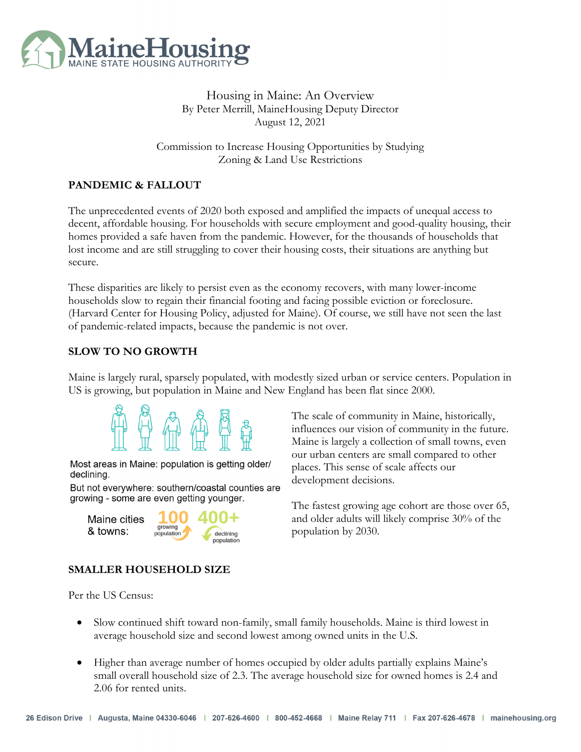# MaineHousing

MAINE STATE HOUSING AUTHORITY

Housing in Maine: An Overview
By Peter Merrill, MaineHousing Deputy Director
August 12, 2021

Commission to Increase Housing Opportunities by Studying Zoning & Land Use Restrictions

## PANDEMIC & FALLOUT

The unprecedented events of 2020 both exposed and amplified the impacts of unequal access to decent, affordable housing. For households with secure employment and good-quality housing, their homes provided a safe haven from the pandemic. However, for the thousands of households that lost income and are still struggling to cover their housing costs, their situations are anything but secure.

These disparities are likely to persist even as the economy recovers, with many lower-income households slow to regain their financial footing and facing possible eviction or foreclosure. (Harvard Center for Housing Policy, adjusted for Maine). Of course, we still have not seen the last of pandemic-related impacts, because the pandemic is not over.

## SLOW TO NO GROWTH

Maine is largely rural, sparsely populated, with modestly sized urban or service centers. Population in US is growing, but population in Maine and New England has been flat since 2000.

Most areas in Maine: population is getting older/ declining.

But not everywhere: southern/coastal counties are growing - some are even getting younger.

Maine cities & towns: 100 growing population; 400+ declining population

The scale of community in Maine, historically, influences our vision of community in the future. Maine is largely a collection of small towns, even our urban centers are small compared to other places. This sense of scale affects our development decisions.

The fastest growing age cohort are those over 65, and older adults will likely comprise 30% of the population by 2030.

## SMALLER HOUSEHOLD SIZE

Per the US Census:

- Slow continued shift toward non-family, small family households. Maine is third lowest in average household size and second lowest among owned units in the U.S.
- Higher than average number of homes occupied by older adults partially explains Maine's small overall household size of 2.3. The average household size for owned homes is 2.4 and 2.06 for rented units.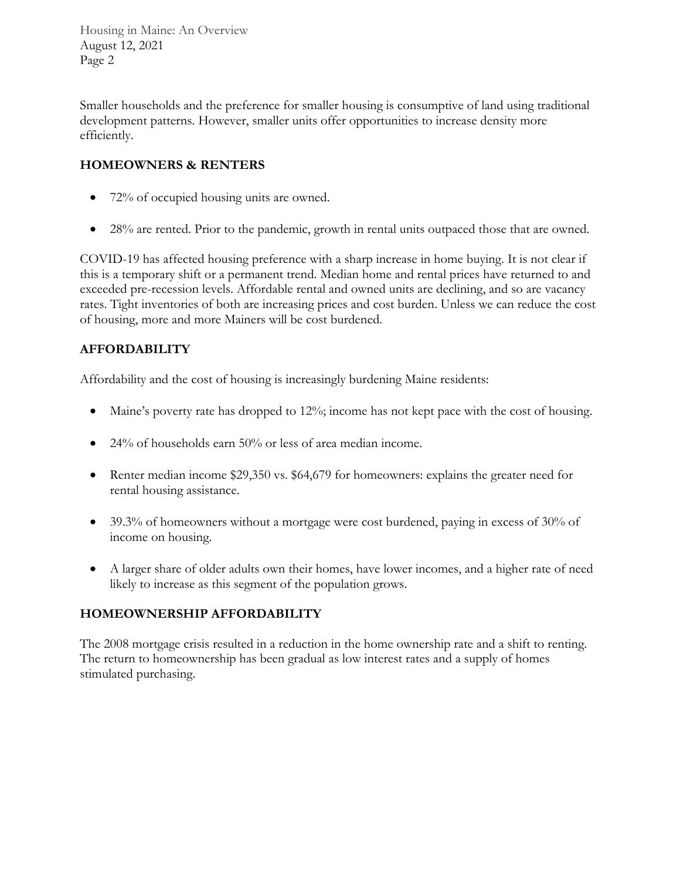Smaller households and the preference for smaller housing is consumptive of land using traditional development patterns. However, smaller units offer opportunities to increase density more efficiently.

## HOMEOWNERS & RENTERS

- 72% of occupied housing units are owned.
- 28% are rented. Prior to the pandemic, growth in rental units outpaced those that are owned.

COVID-19 has affected housing preference with a sharp increase in home buying. It is not clear if this is a temporary shift or a permanent trend. Median home and rental prices have returned to and exceeded pre-recession levels. Affordable rental and owned units are declining, and so are vacancy rates. Tight inventories of both are increasing prices and cost burden. Unless we can reduce the cost of housing, more and more Mainers will be cost burdened.

## AFFORDABILITY

Affordability and the cost of housing is increasingly burdening Maine residents:

- Maine's poverty rate has dropped to 12%; income has not kept pace with the cost of housing.
- 24% of households earn 50% or less of area median income.
- Renter median income $29,350 vs. $64,679 for homeowners: explains the greater need for rental housing assistance.
- 39.3% of homeowners without a mortgage were cost burdened, paying in excess of 30% of income on housing.
- A larger share of older adults own their homes, have lower incomes, and a higher rate of need likely to increase as this segment of the population grows.

## HOMEOWNERSHIP AFFORDABILITY

The 2008 mortgage crisis resulted in a reduction in the home ownership rate and a shift to renting. The return to homeownership has been gradual as low interest rates and a supply of homes stimulated purchasing.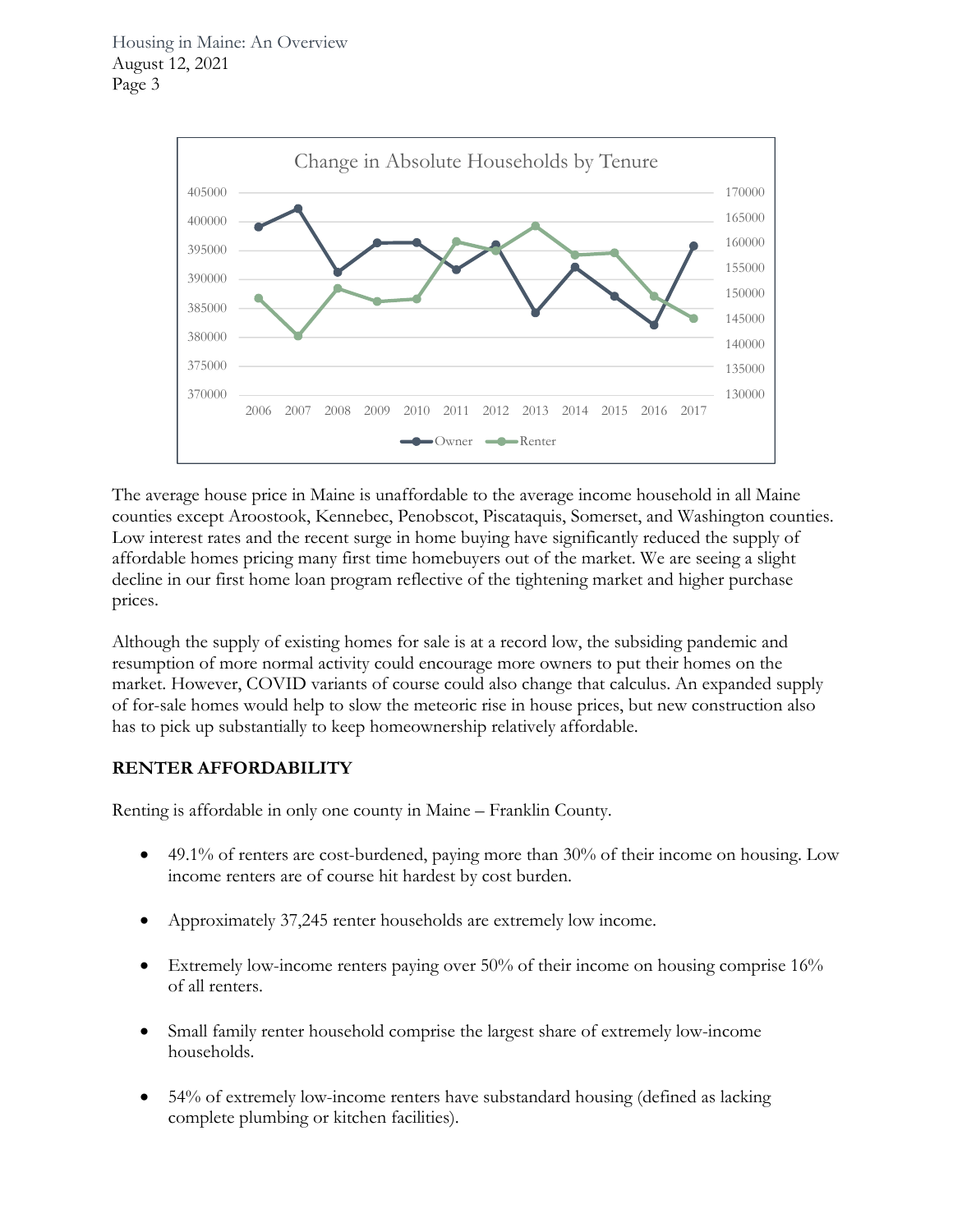The average house price in Maine is unaffordable to the average income household in all Maine counties except Aroostook, Kennebec, Penobscot, Piscataquis, Somerset, and Washington counties. Low interest rates and the recent surge in home buying have significantly reduced the supply of affordable homes pricing many first time homebuyers out of the market. We are seeing a slight decline in our first home loan program reflective of the tightening market and higher purchase prices.

Although the supply of existing homes for sale is at a record low, the subsiding pandemic and resumption of more normal activity could encourage more owners to put their homes on the market. However, COVID variants of course could also change that calculus. An expanded supply of for-sale homes would help to slow the meteoric rise in house prices, but new construction also has to pick up substantially to keep homeownership relatively affordable.

**RENTER AFFORDABILITY**

Renting is affordable in only one county in Maine – Franklin County.

- 49.1% of renters are cost-burdened, paying more than 30% of their income on housing. Low income renters are of course hit hardest by cost burden.
- Approximately 37,245 renter households are extremely low income.
- Extremely low-income renters paying over 50% of their income on housing comprise 16% of all renters.
- Small family renter household comprise the largest share of extremely low-income households.
- 54% of extremely low-income renters have substandard housing (defined as lacking complete plumbing or kitchen facilities).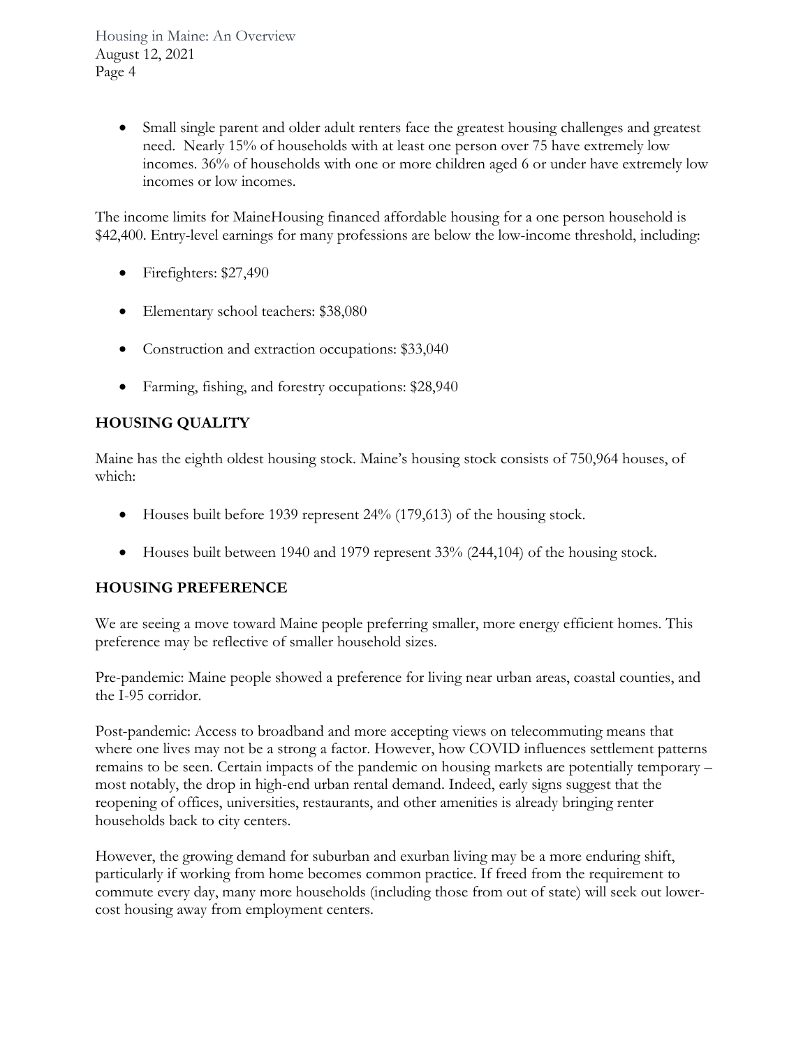- Small single parent and older adult renters face the greatest housing challenges and greatest need. Nearly 15% of households with at least one person over 75 have extremely low incomes. 36% of households with one or more children aged 6 or under have extremely low incomes or low incomes.

The income limits for MaineHousing financed affordable housing for a one person household is $42,400. Entry-level earnings for many professions are below the low-income threshold, including:

- Firefighters: $27,490
- Elementary school teachers: $38,080
- Construction and extraction occupations: $33,040
- Farming, fishing, and forestry occupations: $28,940

## HOUSING QUALITY

Maine has the eighth oldest housing stock. Maine's housing stock consists of 750,964 houses, of which:

- Houses built before 1939 represent 24% (179,613) of the housing stock.
- Houses built between 1940 and 1979 represent 33% (244,104) of the housing stock.

## HOUSING PREFERENCE

We are seeing a move toward Maine people preferring smaller, more energy efficient homes. This preference may be reflective of smaller household sizes.

Pre-pandemic: Maine people showed a preference for living near urban areas, coastal counties, and the I-95 corridor.

Post-pandemic: Access to broadband and more accepting views on telecommuting means that where one lives may not be a strong a factor. However, how COVID influences settlement patterns remains to be seen. Certain impacts of the pandemic on housing markets are potentially temporary – most notably, the drop in high-end urban rental demand. Indeed, early signs suggest that the reopening of offices, universities, restaurants, and other amenities is already bringing renter households back to city centers.

However, the growing demand for suburban and exurban living may be a more enduring shift, particularly if working from home becomes common practice. If freed from the requirement to commute every day, many more households (including those from out of state) will seek out lower-cost housing away from employment centers.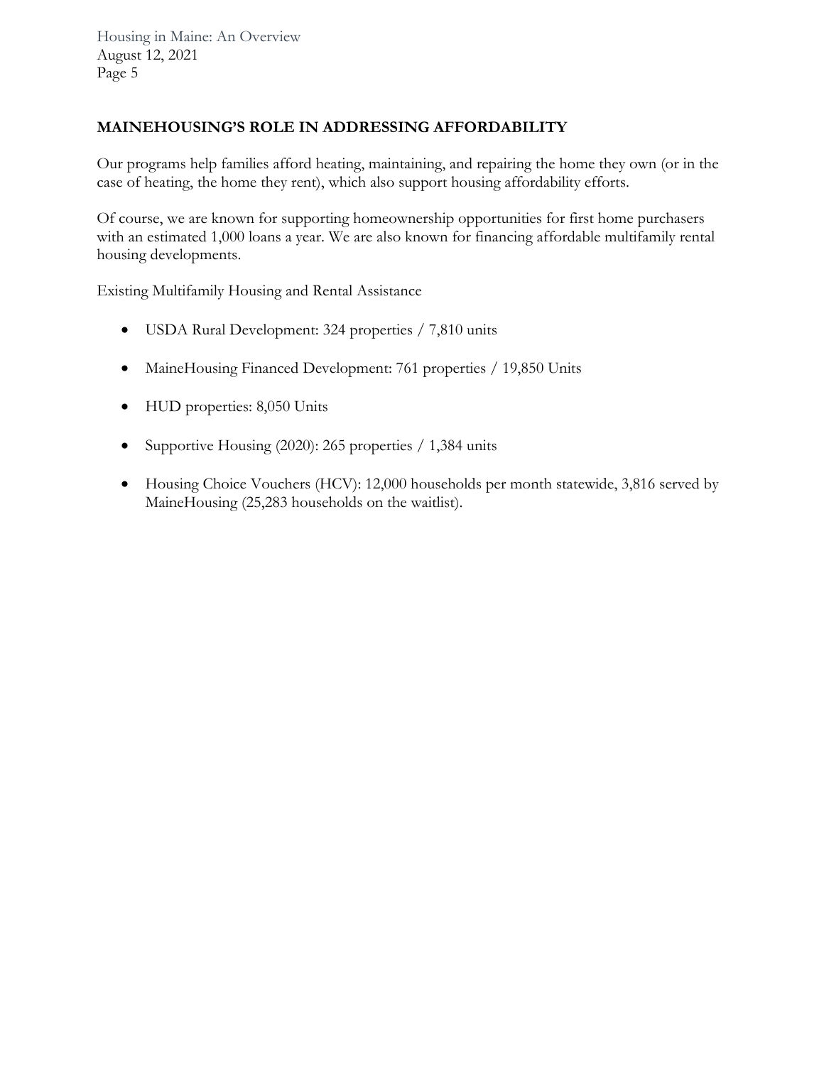## MAINEHOUSING'S ROLE IN ADDRESSING AFFORDABILITY

Our programs help families afford heating, maintaining, and repairing the home they own (or in the case of heating, the home they rent), which also support housing affordability efforts.

Of course, we are known for supporting homeownership opportunities for first home purchasers with an estimated 1,000 loans a year. We are also known for financing affordable multifamily rental housing developments.

Existing Multifamily Housing and Rental Assistance

- USDA Rural Development: 324 properties / 7,810 units
- MaineHousing Financed Development: 761 properties / 19,850 Units
- HUD properties: 8,050 Units
- Supportive Housing (2020): 265 properties / 1,384 units
- Housing Choice Vouchers (HCV): 12,000 households per month statewide, 3,816 served by MaineHousing (25,283 households on the waitlist).